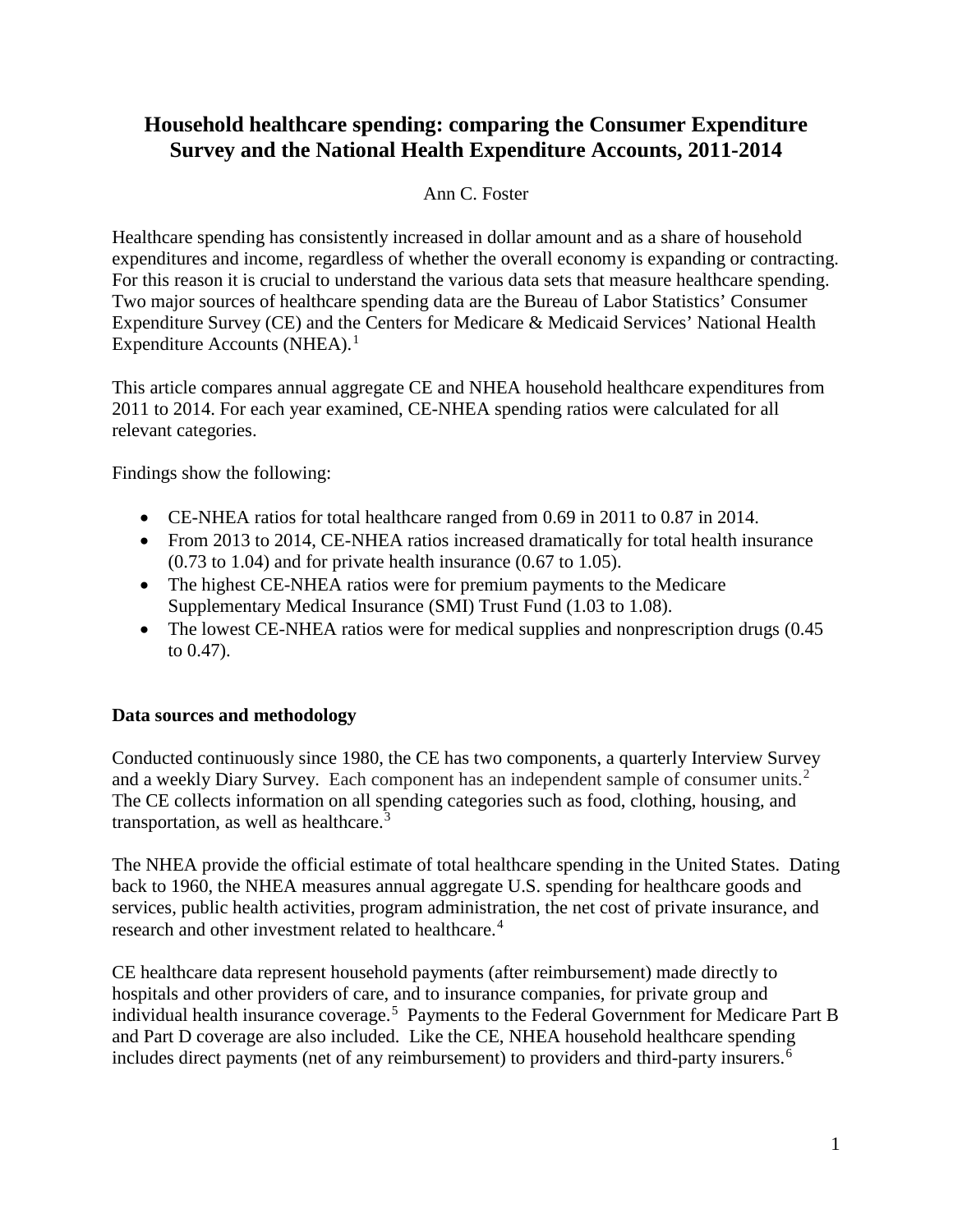# Household healthcare spending: comparing the Consumer Expenditure Survey and the National Health Expenditure Accounts, 2011-2014

Ann C. Foster

Healthcare spending has consistently increased in dollar amount and as a share of household expenditures and income, regardless of whether the overall economy is expanding or contracting. For this reason it is crucial to understand the various data sets that measure healthcare spending. Two major sources of healthcare spending data are the Bureau of Labor Statistics' Consumer Expenditure Survey (CE) and the Centers for Medicare & Medicaid Services' National Health Expenditure Accounts (NHEA).[1]

This article compares annual aggregate CE and NHEA household healthcare expenditures from 2011 to 2014. For each year examined, CE-NHEA spending ratios were calculated for all relevant categories.

Findings show the following:

- CE-NHEA ratios for total healthcare ranged from 0.69 in 2011 to 0.87 in 2014.
- From 2013 to 2014, CE-NHEA ratios increased dramatically for total health insurance (0.73 to 1.04) and for private health insurance (0.67 to 1.05).
- The highest CE-NHEA ratios were for premium payments to the Medicare Supplementary Medical Insurance (SMI) Trust Fund (1.03 to 1.08).
- The lowest CE-NHEA ratios were for medical supplies and nonprescription drugs (0.45 to 0.47).

**Data sources and methodology**

Conducted continuously since 1980, the CE has two components, a quarterly Interview Survey and a weekly Diary Survey. Each component has an independent sample of consumer units.[2] The CE collects information on all spending categories such as food, clothing, housing, and transportation, as well as healthcare.[3]

The NHEA provide the official estimate of total healthcare spending in the United States. Dating back to 1960, the NHEA measures annual aggregate U.S. spending for healthcare goods and services, public health activities, program administration, the net cost of private insurance, and research and other investment related to healthcare.[4]

CE healthcare data represent household payments (after reimbursement) made directly to hospitals and other providers of care, and to insurance companies, for private group and individual health insurance coverage.[5] Payments to the Federal Government for Medicare Part B and Part D coverage are also included. Like the CE, NHEA household healthcare spending includes direct payments (net of any reimbursement) to providers and third-party insurers.[6]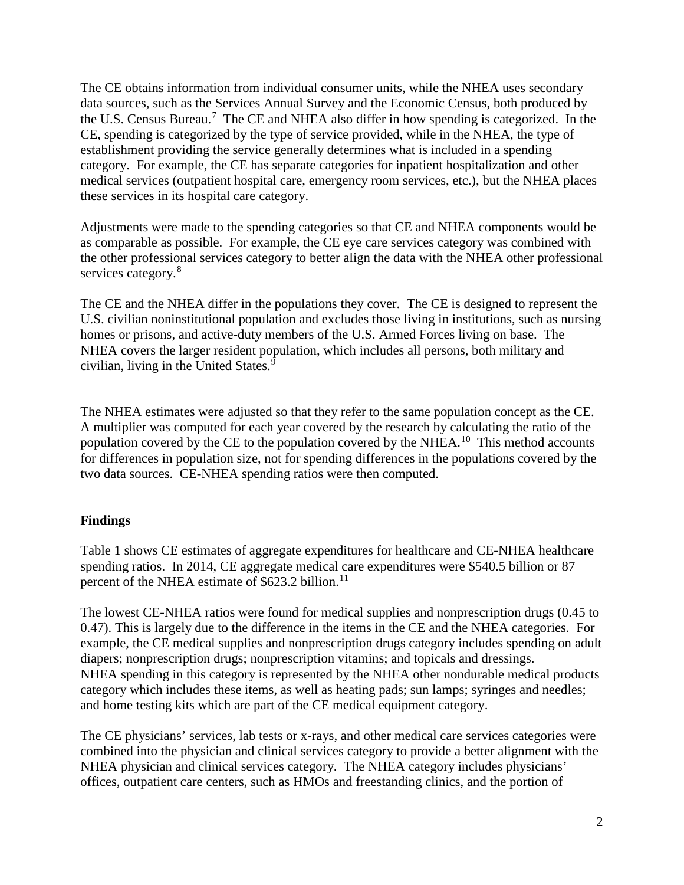The CE obtains information from individual consumer units, while the NHEA uses secondary data sources, such as the Services Annual Survey and the Economic Census, both produced by the U.S. Census Bureau.[7] The CE and NHEA also differ in how spending is categorized. In the CE, spending is categorized by the type of service provided, while in the NHEA, the type of establishment providing the service generally determines what is included in a spending category. For example, the CE has separate categories for inpatient hospitalization and other medical services (outpatient hospital care, emergency room services, etc.), but the NHEA places these services in its hospital care category.

Adjustments were made to the spending categories so that CE and NHEA components would be as comparable as possible. For example, the CE eye care services category was combined with the other professional services category to better align the data with the NHEA other professional services category.[8]

The CE and the NHEA differ in the populations they cover. The CE is designed to represent the U.S. civilian noninstitutional population and excludes those living in institutions, such as nursing homes or prisons, and active-duty members of the U.S. Armed Forces living on base. The NHEA covers the larger resident population, which includes all persons, both military and civilian, living in the United States.[9]

The NHEA estimates were adjusted so that they refer to the same population concept as the CE. A multiplier was computed for each year covered by the research by calculating the ratio of the population covered by the CE to the population covered by the NHEA.[10] This method accounts for differences in population size, not for spending differences in the populations covered by the two data sources. CE-NHEA spending ratios were then computed.

## Findings

Table 1 shows CE estimates of aggregate expenditures for healthcare and CE-NHEA healthcare spending ratios. In 2014, CE aggregate medical care expenditures were $540.5 billion or 87 percent of the NHEA estimate of $623.2 billion.[11]

The lowest CE-NHEA ratios were found for medical supplies and nonprescription drugs (0.45 to 0.47). This is largely due to the difference in the items in the CE and the NHEA categories. For example, the CE medical supplies and nonprescription drugs category includes spending on adult diapers; nonprescription drugs; nonprescription vitamins; and topicals and dressings. NHEA spending in this category is represented by the NHEA other nondurable medical products category which includes these items, as well as heating pads; sun lamps; syringes and needles; and home testing kits which are part of the CE medical equipment category.

The CE physicians' services, lab tests or x-rays, and other medical care services categories were combined into the physician and clinical services category to provide a better alignment with the NHEA physician and clinical services category. The NHEA category includes physicians' offices, outpatient care centers, such as HMOs and freestanding clinics, and the portion of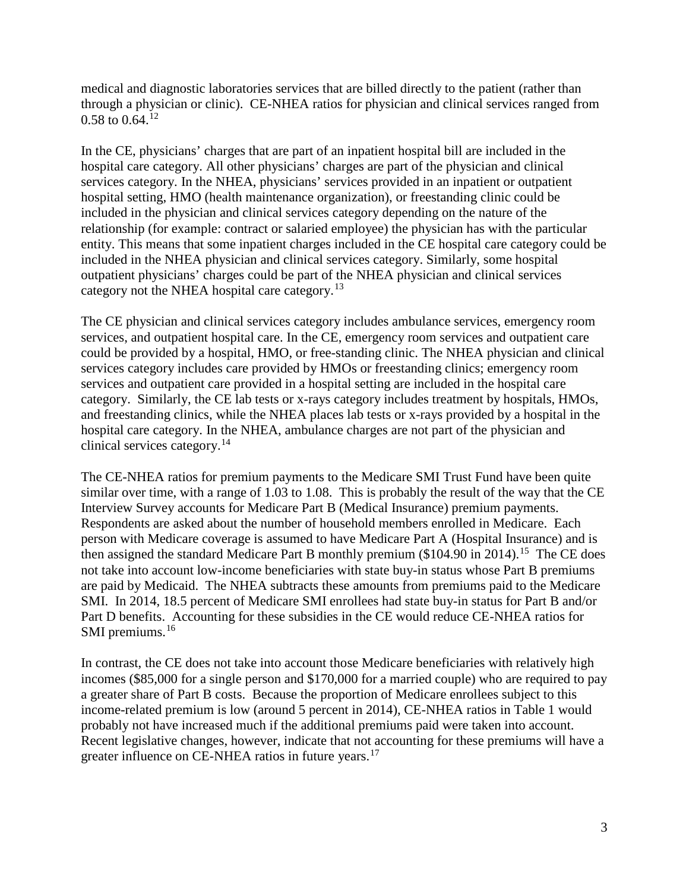medical and diagnostic laboratories services that are billed directly to the patient (rather than through a physician or clinic). CE-NHEA ratios for physician and clinical services ranged from 0.58 to 0.64.[12]

In the CE, physicians' charges that are part of an inpatient hospital bill are included in the hospital care category. All other physicians' charges are part of the physician and clinical services category. In the NHEA, physicians' services provided in an inpatient or outpatient hospital setting, HMO (health maintenance organization), or freestanding clinic could be included in the physician and clinical services category depending on the nature of the relationship (for example: contract or salaried employee) the physician has with the particular entity. This means that some inpatient charges included in the CE hospital care category could be included in the NHEA physician and clinical services category. Similarly, some hospital outpatient physicians' charges could be part of the NHEA physician and clinical services category not the NHEA hospital care category.[13]

The CE physician and clinical services category includes ambulance services, emergency room services, and outpatient hospital care. In the CE, emergency room services and outpatient care could be provided by a hospital, HMO, or free-standing clinic. The NHEA physician and clinical services category includes care provided by HMOs or freestanding clinics; emergency room services and outpatient care provided in a hospital setting are included in the hospital care category. Similarly, the CE lab tests or x-rays category includes treatment by hospitals, HMOs, and freestanding clinics, while the NHEA places lab tests or x-rays provided by a hospital in the hospital care category. In the NHEA, ambulance charges are not part of the physician and clinical services category.[14]

The CE-NHEA ratios for premium payments to the Medicare SMI Trust Fund have been quite similar over time, with a range of 1.03 to 1.08. This is probably the result of the way that the CE Interview Survey accounts for Medicare Part B (Medical Insurance) premium payments. Respondents are asked about the number of household members enrolled in Medicare. Each person with Medicare coverage is assumed to have Medicare Part A (Hospital Insurance) and is then assigned the standard Medicare Part B monthly premium ($104.90 in 2014).[15] The CE does not take into account low-income beneficiaries with state buy-in status whose Part B premiums are paid by Medicaid. The NHEA subtracts these amounts from premiums paid to the Medicare SMI. In 2014, 18.5 percent of Medicare SMI enrollees had state buy-in status for Part B and/or Part D benefits. Accounting for these subsidies in the CE would reduce CE-NHEA ratios for SMI premiums.[16]

In contrast, the CE does not take into account those Medicare beneficiaries with relatively high incomes ($85,000 for a single person and $170,000 for a married couple) who are required to pay a greater share of Part B costs. Because the proportion of Medicare enrollees subject to this income-related premium is low (around 5 percent in 2014), CE-NHEA ratios in Table 1 would probably not have increased much if the additional premiums paid were taken into account. Recent legislative changes, however, indicate that not accounting for these premiums will have a greater influence on CE-NHEA ratios in future years.[17]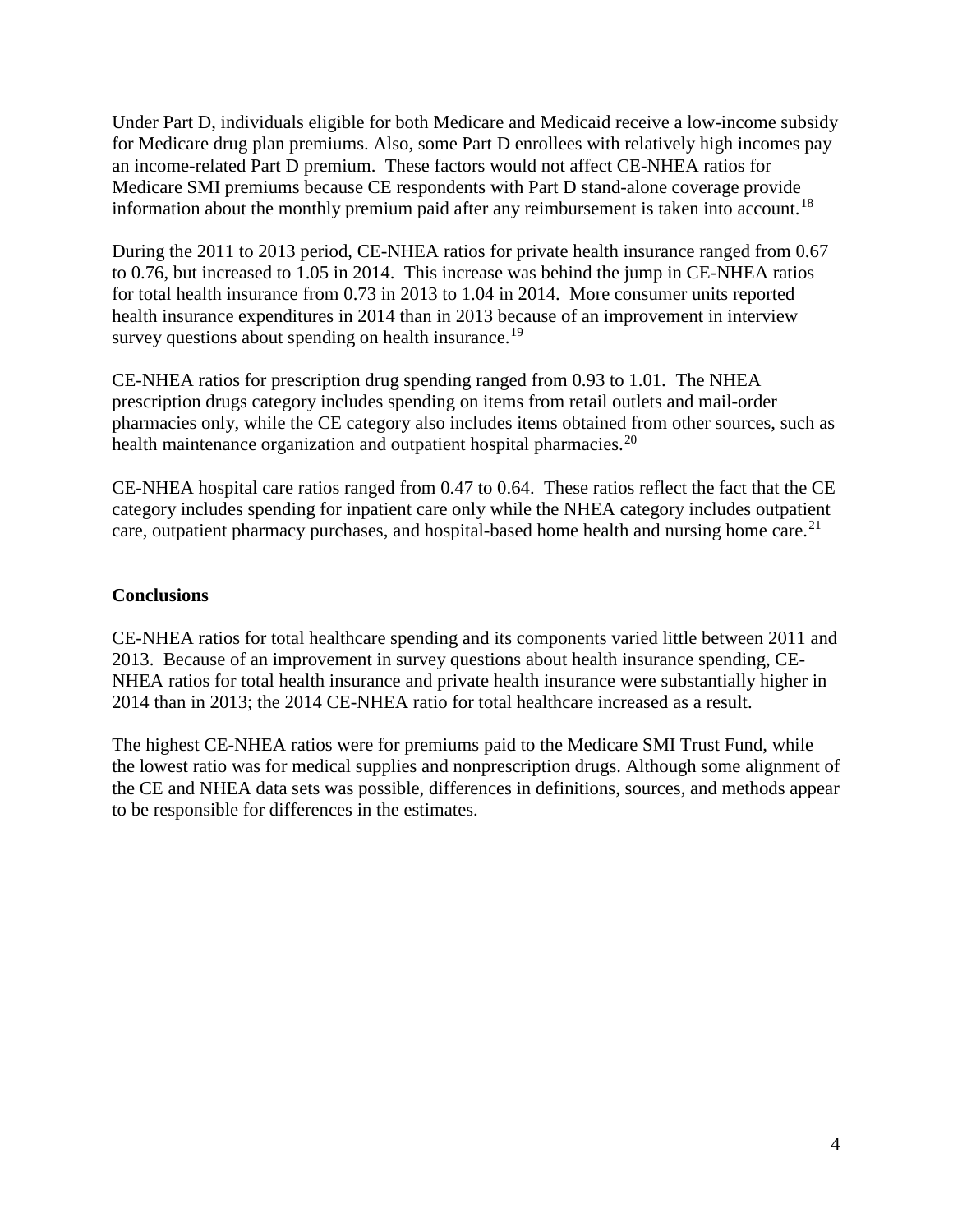Under Part D, individuals eligible for both Medicare and Medicaid receive a low-income subsidy for Medicare drug plan premiums. Also, some Part D enrollees with relatively high incomes pay an income-related Part D premium. These factors would not affect CE-NHEA ratios for Medicare SMI premiums because CE respondents with Part D stand-alone coverage provide information about the monthly premium paid after any reimbursement is taken into account.[18]

During the 2011 to 2013 period, CE-NHEA ratios for private health insurance ranged from 0.67 to 0.76, but increased to 1.05 in 2014. This increase was behind the jump in CE-NHEA ratios for total health insurance from 0.73 in 2013 to 1.04 in 2014. More consumer units reported health insurance expenditures in 2014 than in 2013 because of an improvement in interview survey questions about spending on health insurance.[19]

CE-NHEA ratios for prescription drug spending ranged from 0.93 to 1.01. The NHEA prescription drugs category includes spending on items from retail outlets and mail-order pharmacies only, while the CE category also includes items obtained from other sources, such as health maintenance organization and outpatient hospital pharmacies.[20]

CE-NHEA hospital care ratios ranged from 0.47 to 0.64. These ratios reflect the fact that the CE category includes spending for inpatient care only while the NHEA category includes outpatient care, outpatient pharmacy purchases, and hospital-based home health and nursing home care.[21]

**Conclusions**

CE-NHEA ratios for total healthcare spending and its components varied little between 2011 and 2013. Because of an improvement in survey questions about health insurance spending, CE-NHEA ratios for total health insurance and private health insurance were substantially higher in 2014 than in 2013; the 2014 CE-NHEA ratio for total healthcare increased as a result.

The highest CE-NHEA ratios were for premiums paid to the Medicare SMI Trust Fund, while the lowest ratio was for medical supplies and nonprescription drugs. Although some alignment of the CE and NHEA data sets was possible, differences in definitions, sources, and methods appear to be responsible for differences in the estimates.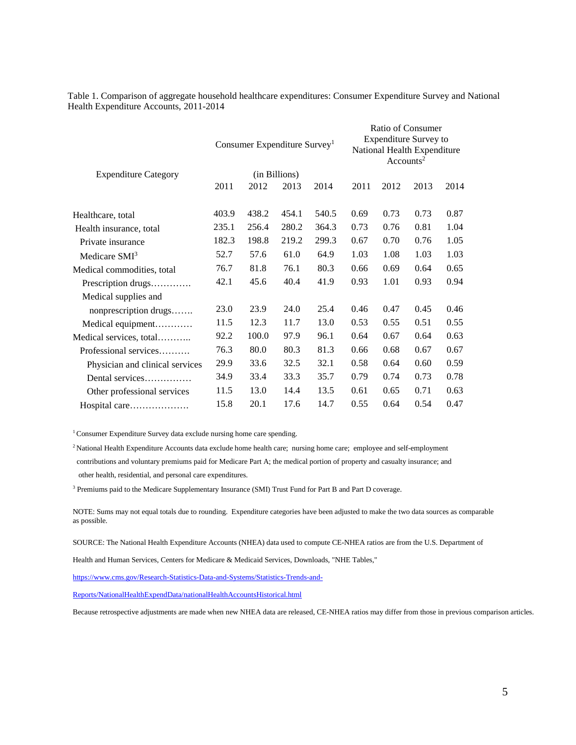Table 1. Comparison of aggregate household healthcare expenditures: Consumer Expenditure Survey and National Health Expenditure Accounts, 2011-2014

| Expenditure Category | Consumer Expenditure Survey[1] (in Billions) | | | | Ratio of Consumer Expenditure Survey to National Health Expenditure Accounts[2] | | | |
|---|---|---|---|---|---|---|---|---|
| | 2011 | 2012 | 2013 | 2014 | 2011 | 2012 | 2013 | 2014 |
| Healthcare, total | 403.9 | 438.2 | 454.1 | 540.5 | 0.69 | 0.73 | 0.73 | 0.87 |
| Health insurance, total | 235.1 | 256.4 | 280.2 | 364.3 | 0.73 | 0.76 | 0.81 | 1.04 |
| Private insurance | 182.3 | 198.8 | 219.2 | 299.3 | 0.67 | 0.70 | 0.76 | 1.05 |
| Medicare SMI[3] | 52.7 | 57.6 | 61.0 | 64.9 | 1.03 | 1.08 | 1.03 | 1.03 |
| Medical commodities, total | 76.7 | 81.8 | 76.1 | 80.3 | 0.66 | 0.69 | 0.64 | 0.65 |
| Prescription drugs…………. | 42.1 | 45.6 | 40.4 | 41.9 | 0.93 | 1.01 | 0.93 | 0.94 |
| Medical supplies and nonprescription drugs……. | 23.0 | 23.9 | 24.0 | 25.4 | 0.46 | 0.47 | 0.45 | 0.46 |
| Medical equipment………… | 11.5 | 12.3 | 11.7 | 13.0 | 0.53 | 0.55 | 0.51 | 0.55 |
| Medical services, total……….. | 92.2 | 100.0 | 97.9 | 96.1 | 0.64 | 0.67 | 0.64 | 0.63 |
| Professional services………. | 76.3 | 80.0 | 80.3 | 81.3 | 0.66 | 0.68 | 0.67 | 0.67 |
| Physician and clinical services | 29.9 | 33.6 | 32.5 | 32.1 | 0.58 | 0.64 | 0.60 | 0.59 |
| Dental services…………… | 34.9 | 33.4 | 33.3 | 35.7 | 0.79 | 0.74 | 0.73 | 0.78 |
| Other professional services | 11.5 | 13.0 | 14.4 | 13.5 | 0.61 | 0.65 | 0.71 | 0.63 |
| Hospital care………………. | 15.8 | 20.1 | 17.6 | 14.7 | 0.55 | 0.64 | 0.54 | 0.47 |

[1] Consumer Expenditure Survey data exclude nursing home care spending.

[2] National Health Expenditure Accounts data exclude home health care; nursing home care; employee and self-employment contributions and voluntary premiums paid for Medicare Part A; the medical portion of property and casualty insurance; and other health, residential, and personal care expenditures.

[3] Premiums paid to the Medicare Supplementary Insurance (SMI) Trust Fund for Part B and Part D coverage.

NOTE: Sums may not equal totals due to rounding. Expenditure categories have been adjusted to make the two data sources as comparable as possible.

SOURCE: The National Health Expenditure Accounts (NHEA) data used to compute CE-NHEA ratios are from the U.S. Department of Health and Human Services, Centers for Medicare & Medicaid Services, Downloads, "NHE Tables," https://www.cms.gov/Research-Statistics-Data-and-Systems/Statistics-Trends-and-Reports/NationalHealthExpendData/nationalHealthAccountsHistorical.html

Because retrospective adjustments are made when new NHEA data are released, CE-NHEA ratios may differ from those in previous comparison articles.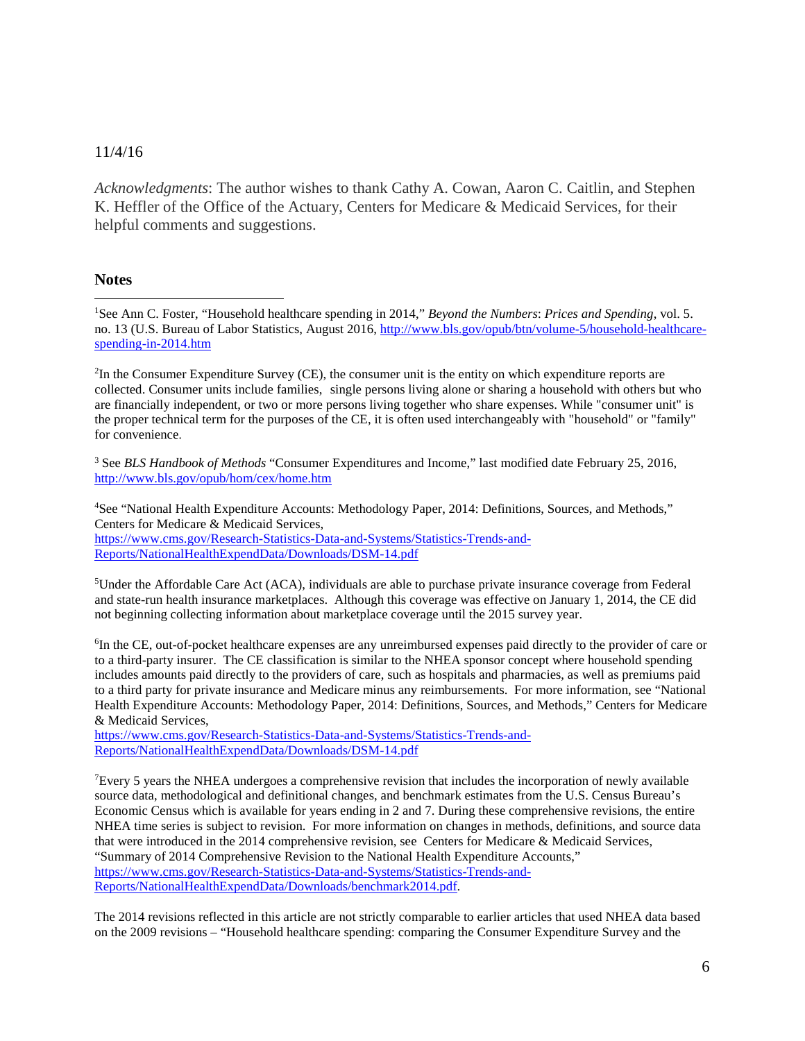11/4/16

*Acknowledgments*: The author wishes to thank Cathy A. Cowan, Aaron C. Caitlin, and Stephen K. Heffler of the Office of the Actuary, Centers for Medicare & Medicaid Services, for their helpful comments and suggestions.

## Notes

[1]See Ann C. Foster, "Household healthcare spending in 2014," *Beyond the Numbers*: *Prices and Spending*, vol. 5. no. 13 (U.S. Bureau of Labor Statistics, August 2016, http://www.bls.gov/opub/btn/volume-5/household-healthcare-spending-in-2014.htm

[2]In the Consumer Expenditure Survey (CE), the consumer unit is the entity on which expenditure reports are collected. Consumer units include families, single persons living alone or sharing a household with others but who are financially independent, or two or more persons living together who share expenses. While "consumer unit" is the proper technical term for the purposes of the CE, it is often used interchangeably with "household" or "family" for convenience.

[3] See *BLS Handbook of Methods* "Consumer Expenditures and Income," last modified date February 25, 2016, http://www.bls.gov/opub/hom/cex/home.htm

[4]See "National Health Expenditure Accounts: Methodology Paper, 2014: Definitions, Sources, and Methods," Centers for Medicare & Medicaid Services, https://www.cms.gov/Research-Statistics-Data-and-Systems/Statistics-Trends-and-Reports/NationalHealthExpendData/Downloads/DSM-14.pdf

[5]Under the Affordable Care Act (ACA), individuals are able to purchase private insurance coverage from Federal and state-run health insurance marketplaces. Although this coverage was effective on January 1, 2014, the CE did not beginning collecting information about marketplace coverage until the 2015 survey year.

[6]In the CE, out-of-pocket healthcare expenses are any unreimbursed expenses paid directly to the provider of care or to a third-party insurer. The CE classification is similar to the NHEA sponsor concept where household spending includes amounts paid directly to the providers of care, such as hospitals and pharmacies, as well as premiums paid to a third party for private insurance and Medicare minus any reimbursements. For more information, see "National Health Expenditure Accounts: Methodology Paper, 2014: Definitions, Sources, and Methods," Centers for Medicare & Medicaid Services, https://www.cms.gov/Research-Statistics-Data-and-Systems/Statistics-Trends-and-Reports/NationalHealthExpendData/Downloads/DSM-14.pdf

[7]Every 5 years the NHEA undergoes a comprehensive revision that includes the incorporation of newly available source data, methodological and definitional changes, and benchmark estimates from the U.S. Census Bureau's Economic Census which is available for years ending in 2 and 7. During these comprehensive revisions, the entire NHEA time series is subject to revision. For more information on changes in methods, definitions, and source data that were introduced in the 2014 comprehensive revision, see Centers for Medicare & Medicaid Services, "Summary of 2014 Comprehensive Revision to the National Health Expenditure Accounts," https://www.cms.gov/Research-Statistics-Data-and-Systems/Statistics-Trends-and-Reports/NationalHealthExpendData/Downloads/benchmark2014.pdf.

The 2014 revisions reflected in this article are not strictly comparable to earlier articles that used NHEA data based on the 2009 revisions – "Household healthcare spending: comparing the Consumer Expenditure Survey and the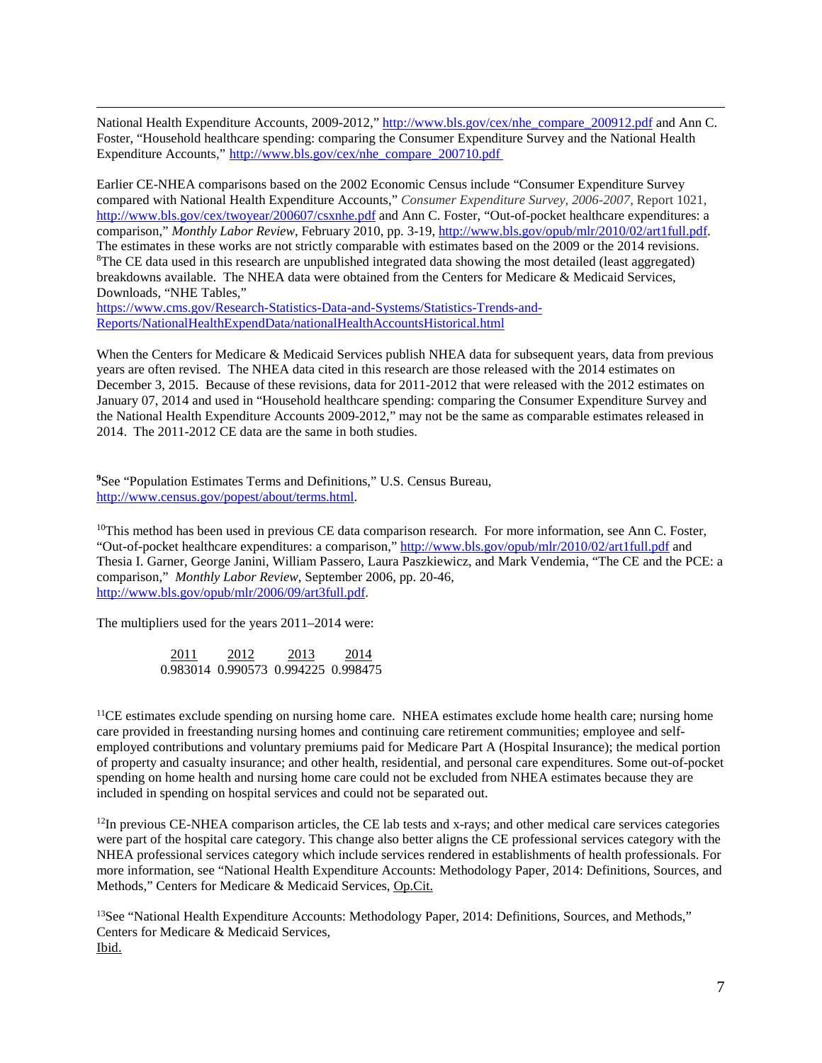National Health Expenditure Accounts, 2009-2012," http://www.bls.gov/cex/nhe_compare_200912.pdf and Ann C. Foster, "Household healthcare spending: comparing the Consumer Expenditure Survey and the National Health Expenditure Accounts," http://www.bls.gov/cex/nhe_compare_200710.pdf

Earlier CE-NHEA comparisons based on the 2002 Economic Census include "Consumer Expenditure Survey compared with National Health Expenditure Accounts," *Consumer Expenditure Survey, 2006-2007*, Report 1021, http://www.bls.gov/cex/twoyear/200607/csxnhe.pdf and Ann C. Foster, "Out-of-pocket healthcare expenditures: a comparison," *Monthly Labor Review*, February 2010, pp. 3-19, http://www.bls.gov/opub/mlr/2010/02/art1full.pdf. The estimates in these works are not strictly comparable with estimates based on the 2009 or the 2014 revisions.

[8]The CE data used in this research are unpublished integrated data showing the most detailed (least aggregated) breakdowns available. The NHEA data were obtained from the Centers for Medicare & Medicaid Services, Downloads, "NHE Tables," https://www.cms.gov/Research-Statistics-Data-and-Systems/Statistics-Trends-and-Reports/NationalHealthExpendData/nationalHealthAccountsHistorical.html

When the Centers for Medicare & Medicaid Services publish NHEA data for subsequent years, data from previous years are often revised. The NHEA data cited in this research are those released with the 2014 estimates on December 3, 2015. Because of these revisions, data for 2011-2012 that were released with the 2012 estimates on January 07, 2014 and used in "Household healthcare spending: comparing the Consumer Expenditure Survey and the National Health Expenditure Accounts 2009-2012," may not be the same as comparable estimates released in 2014. The 2011-2012 CE data are the same in both studies.

[9]See "Population Estimates Terms and Definitions," U.S. Census Bureau, http://www.census.gov/popest/about/terms.html.

[10]This method has been used in previous CE data comparison research. For more information, see Ann C. Foster, "Out-of-pocket healthcare expenditures: a comparison," http://www.bls.gov/opub/mlr/2010/02/art1full.pdf and Thesia I. Garner, George Janini, William Passero, Laura Paszkiewicz, and Mark Vendemia, "The CE and the PCE: a comparison," *Monthly Labor Review*, September 2006, pp. 20-46, http://www.bls.gov/opub/mlr/2006/09/art3full.pdf.

The multipliers used for the years 2011–2014 were:

| 2011 | 2012 | 2013 | 2014 |
|---|---|---|---|
| 0.983014 | 0.990573 | 0.994225 | 0.998475 |

[11]CE estimates exclude spending on nursing home care. NHEA estimates exclude home health care; nursing home care provided in freestanding nursing homes and continuing care retirement communities; employee and self-employed contributions and voluntary premiums paid for Medicare Part A (Hospital Insurance); the medical portion of property and casualty insurance; and other health, residential, and personal care expenditures. Some out-of-pocket spending on home health and nursing home care could not be excluded from NHEA estimates because they are included in spending on hospital services and could not be separated out.

[12]In previous CE-NHEA comparison articles, the CE lab tests and x-rays; and other medical care services categories were part of the hospital care category. This change also better aligns the CE professional services category with the NHEA professional services category which include services rendered in establishments of health professionals. For more information, see "National Health Expenditure Accounts: Methodology Paper, 2014: Definitions, Sources, and Methods," Centers for Medicare & Medicaid Services, Op.Cit.

[13]See "National Health Expenditure Accounts: Methodology Paper, 2014: Definitions, Sources, and Methods," Centers for Medicare & Medicaid Services,
Ibid.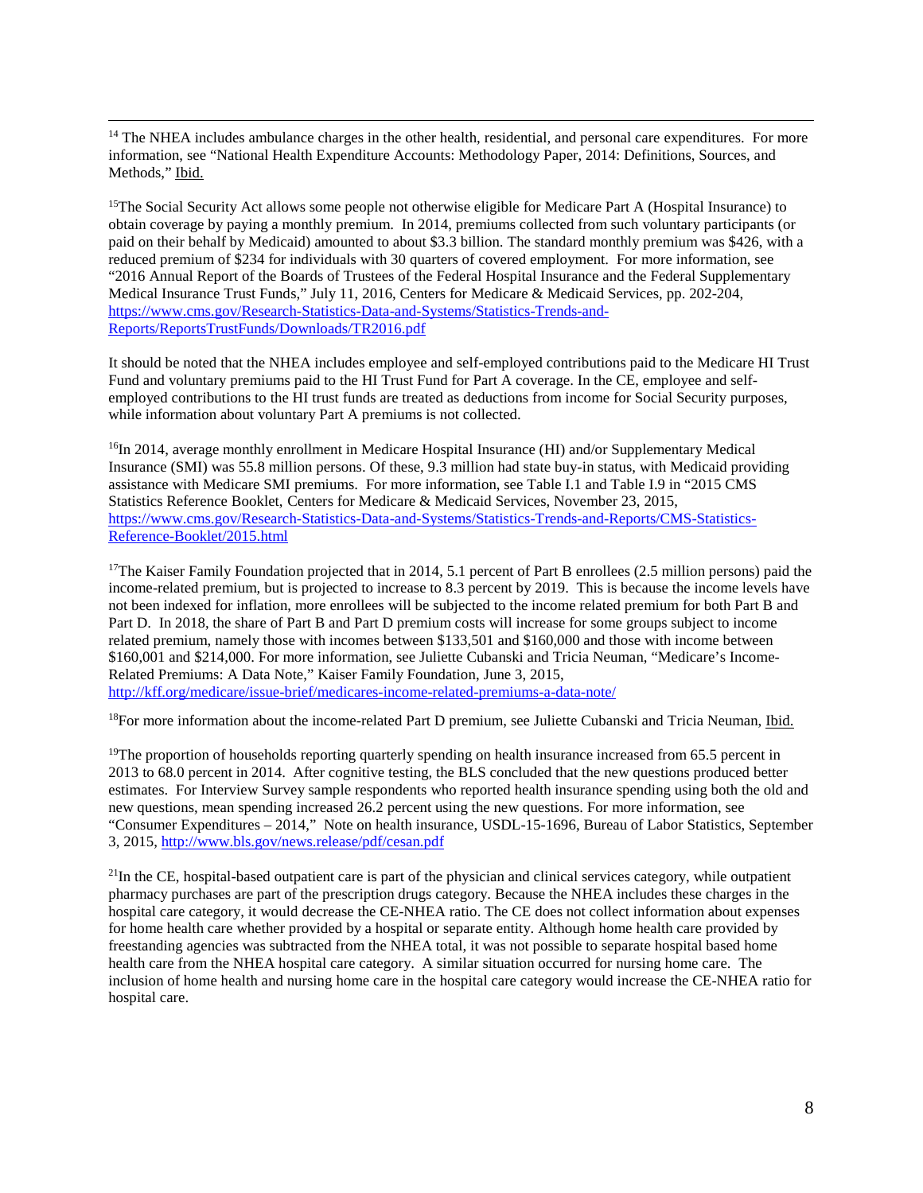[14] The NHEA includes ambulance charges in the other health, residential, and personal care expenditures. For more information, see "National Health Expenditure Accounts: Methodology Paper, 2014: Definitions, Sources, and Methods," Ibid.

[15]The Social Security Act allows some people not otherwise eligible for Medicare Part A (Hospital Insurance) to obtain coverage by paying a monthly premium. In 2014, premiums collected from such voluntary participants (or paid on their behalf by Medicaid) amounted to about $3.3 billion. The standard monthly premium was $426, with a reduced premium of $234 for individuals with 30 quarters of covered employment. For more information, see "2016 Annual Report of the Boards of Trustees of the Federal Hospital Insurance and the Federal Supplementary Medical Insurance Trust Funds," July 11, 2016, Centers for Medicare & Medicaid Services, pp. 202-204, https://www.cms.gov/Research-Statistics-Data-and-Systems/Statistics-Trends-and-Reports/ReportsTrustFunds/Downloads/TR2016.pdf

It should be noted that the NHEA includes employee and self-employed contributions paid to the Medicare HI Trust Fund and voluntary premiums paid to the HI Trust Fund for Part A coverage. In the CE, employee and self-employed contributions to the HI trust funds are treated as deductions from income for Social Security purposes, while information about voluntary Part A premiums is not collected.

[16]In 2014, average monthly enrollment in Medicare Hospital Insurance (HI) and/or Supplementary Medical Insurance (SMI) was 55.8 million persons. Of these, 9.3 million had state buy-in status, with Medicaid providing assistance with Medicare SMI premiums. For more information, see Table I.1 and Table I.9 in "2015 CMS Statistics Reference Booklet, Centers for Medicare & Medicaid Services, November 23, 2015, https://www.cms.gov/Research-Statistics-Data-and-Systems/Statistics-Trends-and-Reports/CMS-Statistics-Reference-Booklet/2015.html

[17]The Kaiser Family Foundation projected that in 2014, 5.1 percent of Part B enrollees (2.5 million persons) paid the income-related premium, but is projected to increase to 8.3 percent by 2019. This is because the income levels have not been indexed for inflation, more enrollees will be subjected to the income related premium for both Part B and Part D. In 2018, the share of Part B and Part D premium costs will increase for some groups subject to income related premium, namely those with incomes between $133,501 and $160,000 and those with income between $160,001 and $214,000. For more information, see Juliette Cubanski and Tricia Neuman, "Medicare's Income-Related Premiums: A Data Note," Kaiser Family Foundation, June 3, 2015, http://kff.org/medicare/issue-brief/medicares-income-related-premiums-a-data-note/

[18]For more information about the income-related Part D premium, see Juliette Cubanski and Tricia Neuman, Ibid.

[19]The proportion of households reporting quarterly spending on health insurance increased from 65.5 percent in 2013 to 68.0 percent in 2014. After cognitive testing, the BLS concluded that the new questions produced better estimates. For Interview Survey sample respondents who reported health insurance spending using both the old and new questions, mean spending increased 26.2 percent using the new questions. For more information, see "Consumer Expenditures – 2014," Note on health insurance, USDL-15-1696, Bureau of Labor Statistics, September 3, 2015, http://www.bls.gov/news.release/pdf/cesan.pdf

[21]In the CE, hospital-based outpatient care is part of the physician and clinical services category, while outpatient pharmacy purchases are part of the prescription drugs category. Because the NHEA includes these charges in the hospital care category, it would decrease the CE-NHEA ratio. The CE does not collect information about expenses for home health care whether provided by a hospital or separate entity. Although home health care provided by freestanding agencies was subtracted from the NHEA total, it was not possible to separate hospital based home health care from the NHEA hospital care category. A similar situation occurred for nursing home care. The inclusion of home health and nursing home care in the hospital care category would increase the CE-NHEA ratio for hospital care.